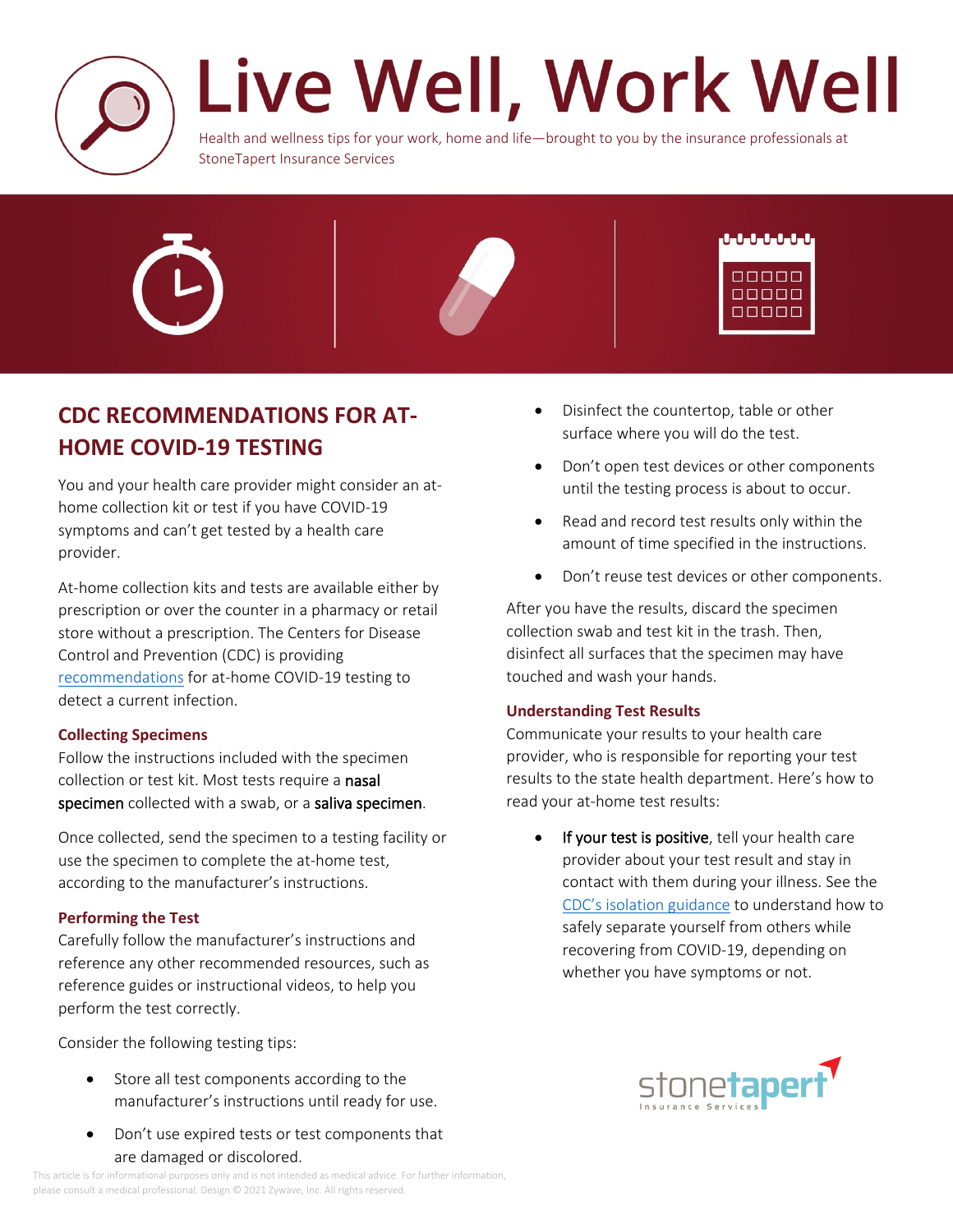# Live Well, Work Well

Health and wellness tips for your work, home and life—brought to you by the insurance professionals at StoneTapert Insurance Services

## CDC RECOMMENDATIONS FOR AT-HOME COVID-19 TESTING

You and your health care provider might consider an at-home collection kit or test if you have COVID-19 symptoms and can't get tested by a health care provider.

At-home collection kits and tests are available either by prescription or over the counter in a pharmacy or retail store without a prescription. The Centers for Disease Control and Prevention (CDC) is providing recommendations for at-home COVID-19 testing to detect a current infection.

### Collecting Specimens

Follow the instructions included with the specimen collection or test kit. Most tests require a nasal specimen collected with a swab, or a saliva specimen.

Once collected, send the specimen to a testing facility or use the specimen to complete the at-home test, according to the manufacturer's instructions.

### Performing the Test

Carefully follow the manufacturer's instructions and reference any other recommended resources, such as reference guides or instructional videos, to help you perform the test correctly.

Consider the following testing tips:

- Store all test components according to the manufacturer's instructions until ready for use.
- Don't use expired tests or test components that are damaged or discolored.
- Disinfect the countertop, table or other surface where you will do the test.
- Don't open test devices or other components until the testing process is about to occur.
- Read and record test results only within the amount of time specified in the instructions.
- Don't reuse test devices or other components.

After you have the results, discard the specimen collection swab and test kit in the trash. Then, disinfect all surfaces that the specimen may have touched and wash your hands.

### Understanding Test Results

Communicate your results to your health care provider, who is responsible for reporting your test results to the state health department. Here's how to read your at-home test results:

- If your test is positive, tell your health care provider about your test result and stay in contact with them during your illness. See the CDC's isolation guidance to understand how to safely separate yourself from others while recovering from COVID-19, depending on whether you have symptoms or not.

stonetapert Insurance Services

This article is for informational purposes only and is not intended as medical advice. For further information, please consult a medical professional. Design © 2021 Zywave, Inc. All rights reserved.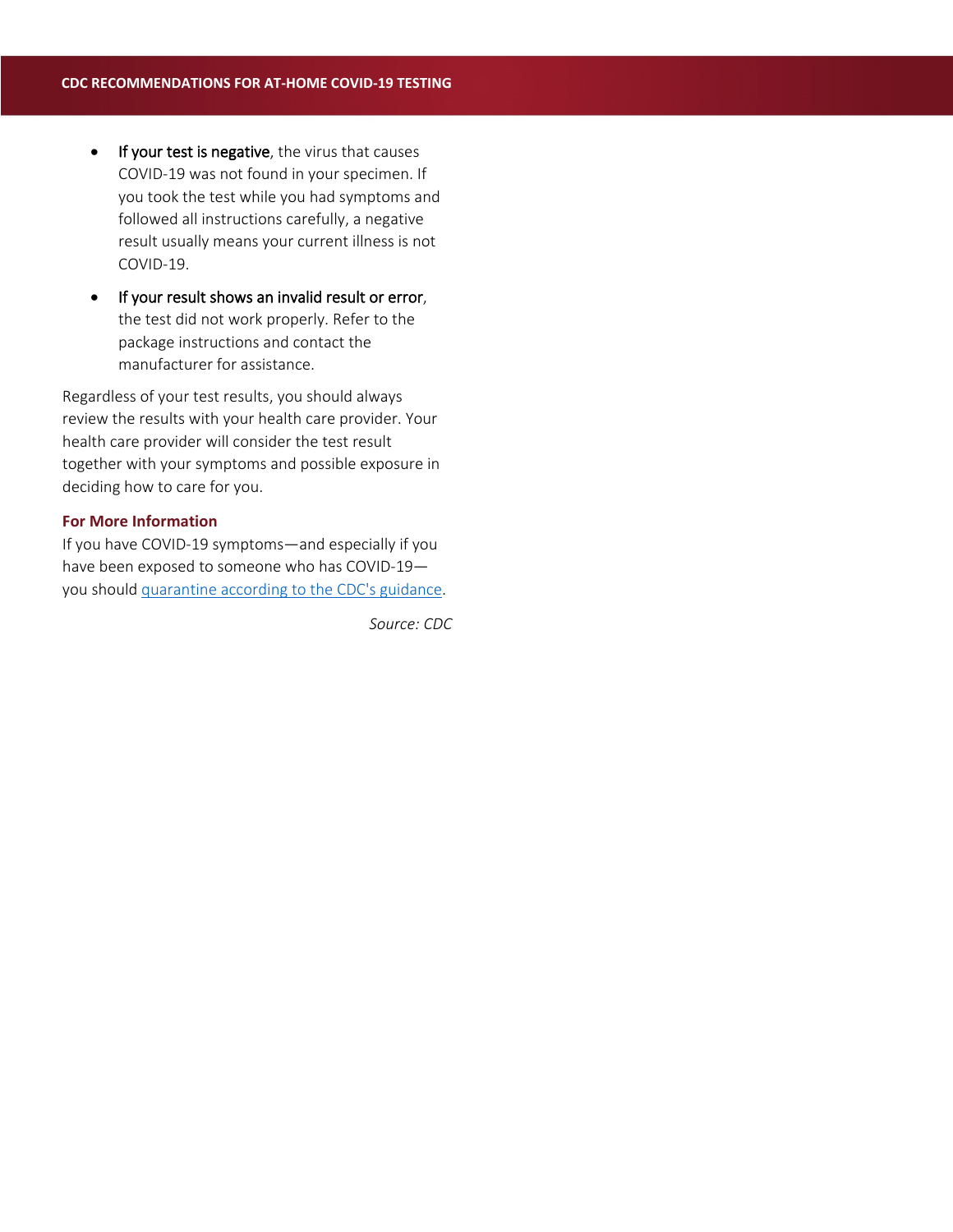- **If your test is negative**, the virus that causes COVID-19 was not found in your specimen. If you took the test while you had symptoms and followed all instructions carefully, a negative result usually means your current illness is not COVID-19.
- **If your result shows an invalid result or error**, the test did not work properly. Refer to the package instructions and contact the manufacturer for assistance.

Regardless of your test results, you should always review the results with your health care provider. Your health care provider will consider the test result together with your symptoms and possible exposure in deciding how to care for you.

### For More Information

If you have COVID-19 symptoms—and especially if you have been exposed to someone who has COVID-19—you should quarantine according to the CDC's guidance.

*Source: CDC*